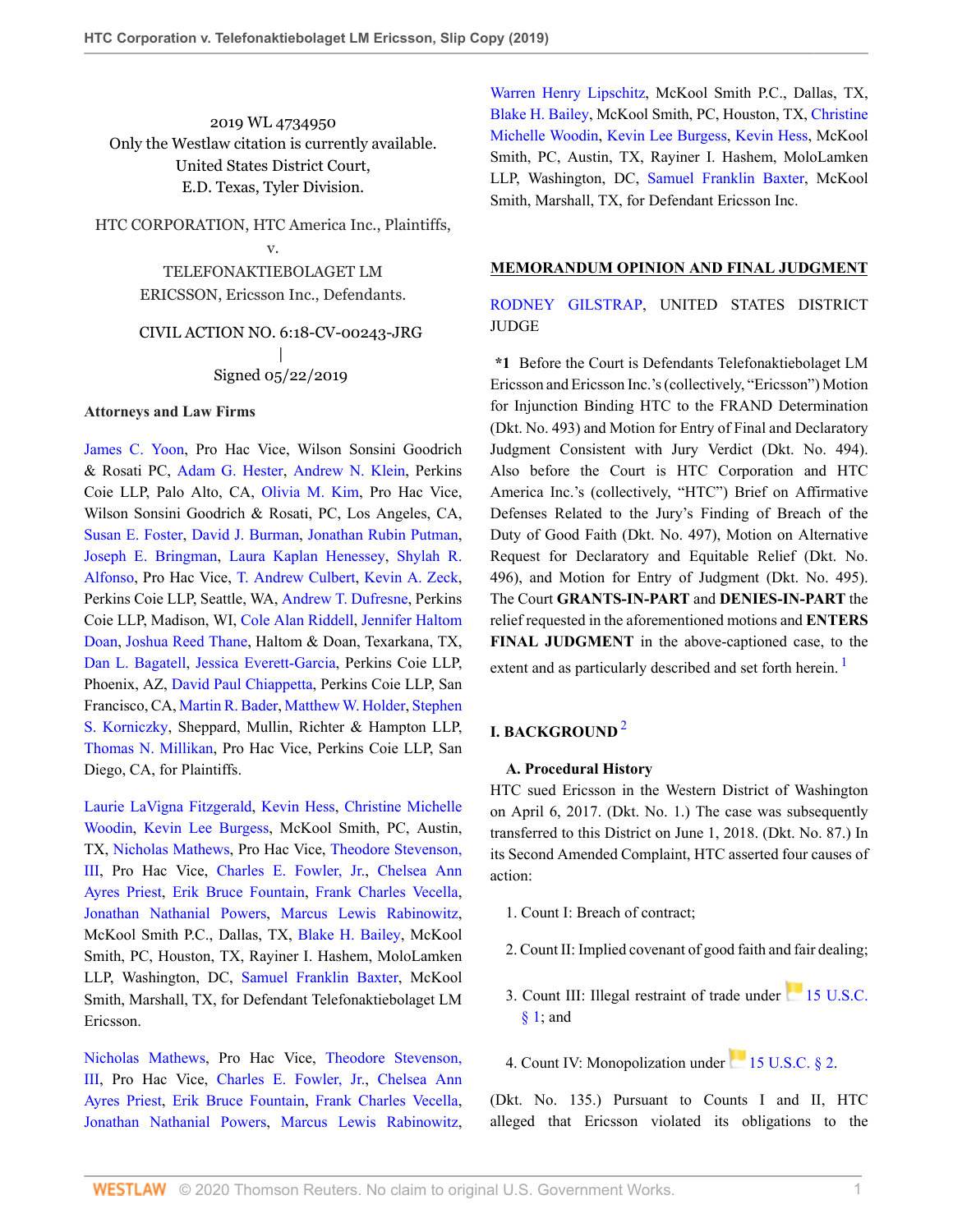2019 WL 4734950
Only the Westlaw citation is currently available.
United States District Court,
E.D. Texas, Tyler Division.

HTC CORPORATION, HTC America Inc., Plaintiffs,
v.
TELEFONAKTIEBOLAGET LM ERICSSON, Ericsson Inc., Defendants.

CIVIL ACTION NO. 6:18-CV-00243-JRG
|
Signed 05/22/2019

**Attorneys and Law Firms**

James C. Yoon, Pro Hac Vice, Wilson Sonsini Goodrich & Rosati PC, Adam G. Hester, Andrew N. Klein, Perkins Coie LLP, Palo Alto, CA, Olivia M. Kim, Pro Hac Vice, Wilson Sonsini Goodrich & Rosati, PC, Los Angeles, CA, Susan E. Foster, David J. Burman, Jonathan Rubin Putman, Joseph E. Bringman, Laura Kaplan Henessey, Shylah R. Alfonso, Pro Hac Vice, T. Andrew Culbert, Kevin A. Zeck, Perkins Coie LLP, Seattle, WA, Andrew T. Dufresne, Perkins Coie LLP, Madison, WI, Cole Alan Riddell, Jennifer Haltom Doan, Joshua Reed Thane, Haltom & Doan, Texarkana, TX, Dan L. Bagatell, Jessica Everett-Garcia, Perkins Coie LLP, Phoenix, AZ, David Paul Chiappetta, Perkins Coie LLP, San Francisco, CA, Martin R. Bader, Matthew W. Holder, Stephen S. Korniczky, Sheppard, Mullin, Richter & Hampton LLP, Thomas N. Millikan, Pro Hac Vice, Perkins Coie LLP, San Diego, CA, for Plaintiffs.

Laurie LaVigna Fitzgerald, Kevin Hess, Christine Michelle Woodin, Kevin Lee Burgess, McKool Smith, PC, Austin, TX, Nicholas Mathews, Pro Hac Vice, Theodore Stevenson, III, Pro Hac Vice, Charles E. Fowler, Jr., Chelsea Ann Ayres Priest, Erik Bruce Fountain, Frank Charles Vecella, Jonathan Nathanial Powers, Marcus Lewis Rabinowitz, McKool Smith P.C., Dallas, TX, Blake H. Bailey, McKool Smith, PC, Houston, TX, Rayiner I. Hashem, MoloLamken LLP, Washington, DC, Samuel Franklin Baxter, McKool Smith, Marshall, TX, for Defendant Telefonaktiebolaget LM Ericsson.

Nicholas Mathews, Pro Hac Vice, Theodore Stevenson, III, Pro Hac Vice, Charles E. Fowler, Jr., Chelsea Ann Ayres Priest, Erik Bruce Fountain, Frank Charles Vecella, Jonathan Nathanial Powers, Marcus Lewis Rabinowitz, Warren Henry Lipschitz, McKool Smith P.C., Dallas, TX, Blake H. Bailey, McKool Smith, PC, Houston, TX, Christine Michelle Woodin, Kevin Lee Burgess, Kevin Hess, McKool Smith, PC, Austin, TX, Rayiner I. Hashem, MoloLamken LLP, Washington, DC, Samuel Franklin Baxter, McKool Smith, Marshall, TX, for Defendant Ericsson Inc.

## MEMORANDUM OPINION AND FINAL JUDGMENT

RODNEY GILSTRAP, UNITED STATES DISTRICT JUDGE

**\*1** Before the Court is Defendants Telefonaktiebolaget LM Ericsson and Ericsson Inc.'s (collectively, "Ericsson") Motion for Injunction Binding HTC to the FRAND Determination (Dkt. No. 493) and Motion for Entry of Final and Declaratory Judgment Consistent with Jury Verdict (Dkt. No. 494). Also before the Court is HTC Corporation and HTC America Inc.'s (collectively, "HTC") Brief on Affirmative Defenses Related to the Jury's Finding of Breach of the Duty of Good Faith (Dkt. No. 497), Motion on Alternative Request for Declaratory and Equitable Relief (Dkt. No. 496), and Motion for Entry of Judgment (Dkt. No. 495). The Court **GRANTS-IN-PART** and **DENIES-IN-PART** the relief requested in the aforementioned motions and **ENTERS FINAL JUDGMENT** in the above-captioned case, to the extent and as particularly described and set forth herein. [1]

## I. BACKGROUND [2]

### A. Procedural History

HTC sued Ericsson in the Western District of Washington on April 6, 2017. (Dkt. No. 1.) The case was subsequently transferred to this District on June 1, 2018. (Dkt. No. 87.) In its Second Amended Complaint, HTC asserted four causes of action:

1. Count I: Breach of contract;
2. Count II: Implied covenant of good faith and fair dealing;
3. Count III: Illegal restraint of trade under 15 U.S.C. § 1; and
4. Count IV: Monopolization under 15 U.S.C. § 2.

(Dkt. No. 135.) Pursuant to Counts I and II, HTC alleged that Ericsson violated its obligations to the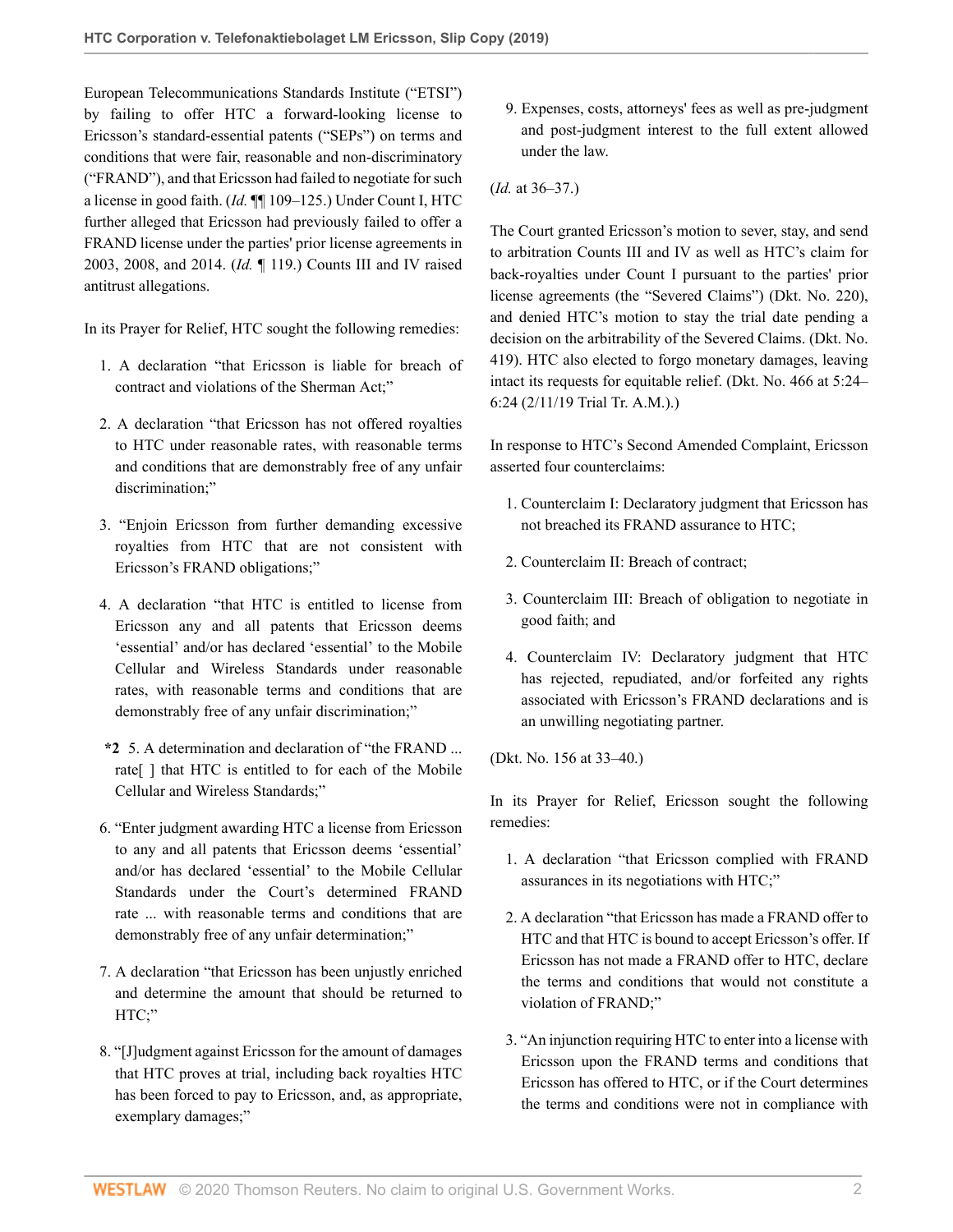European Telecommunications Standards Institute ("ETSI") by failing to offer HTC a forward-looking license to Ericsson's standard-essential patents ("SEPs") on terms and conditions that were fair, reasonable and non-discriminatory ("FRAND"), and that Ericsson had failed to negotiate for such a license in good faith. (*Id.* ¶¶ 109–125.) Under Count I, HTC further alleged that Ericsson had previously failed to offer a FRAND license under the parties' prior license agreements in 2003, 2008, and 2014. (*Id.* ¶ 119.) Counts III and IV raised antitrust allegations.

In its Prayer for Relief, HTC sought the following remedies:

1. A declaration "that Ericsson is liable for breach of contract and violations of the Sherman Act;"
2. A declaration "that Ericsson has not offered royalties to HTC under reasonable rates, with reasonable terms and conditions that are demonstrably free of any unfair discrimination;"
3. "Enjoin Ericsson from further demanding excessive royalties from HTC that are not consistent with Ericsson's FRAND obligations;"
4. A declaration "that HTC is entitled to license from Ericsson any and all patents that Ericsson deems 'essential' and/or has declared 'essential' to the Mobile Cellular and Wireless Standards under reasonable rates, with reasonable terms and conditions that are demonstrably free of any unfair discrimination;"
5. **\*2** A determination and declaration of "the FRAND ... rate[ ] that HTC is entitled to for each of the Mobile Cellular and Wireless Standards;"
6. "Enter judgment awarding HTC a license from Ericsson to any and all patents that Ericsson deems 'essential' and/or has declared 'essential' to the Mobile Cellular Standards under the Court's determined FRAND rate ... with reasonable terms and conditions that are demonstrably free of any unfair determination;"
7. A declaration "that Ericsson has been unjustly enriched and determine the amount that should be returned to HTC;"
8. "[J]udgment against Ericsson for the amount of damages that HTC proves at trial, including back royalties HTC has been forced to pay to Ericsson, and, as appropriate, exemplary damages;"
9. Expenses, costs, attorneys' fees as well as pre-judgment and post-judgment interest to the full extent allowed under the law.

(*Id.* at 36–37.)

The Court granted Ericsson's motion to sever, stay, and send to arbitration Counts III and IV as well as HTC's claim for back-royalties under Count I pursuant to the parties' prior license agreements (the "Severed Claims") (Dkt. No. 220), and denied HTC's motion to stay the trial date pending a decision on the arbitrability of the Severed Claims. (Dkt. No. 419). HTC also elected to forgo monetary damages, leaving intact its requests for equitable relief. (Dkt. No. 466 at 5:24–6:24 (2/11/19 Trial Tr. A.M.).)

In response to HTC's Second Amended Complaint, Ericsson asserted four counterclaims:

1. Counterclaim I: Declaratory judgment that Ericsson has not breached its FRAND assurance to HTC;
2. Counterclaim II: Breach of contract;
3. Counterclaim III: Breach of obligation to negotiate in good faith; and
4. Counterclaim IV: Declaratory judgment that HTC has rejected, repudiated, and/or forfeited any rights associated with Ericsson's FRAND declarations and is an unwilling negotiating partner.

(Dkt. No. 156 at 33–40.)

In its Prayer for Relief, Ericsson sought the following remedies:

1. A declaration "that Ericsson complied with FRAND assurances in its negotiations with HTC;"
2. A declaration "that Ericsson has made a FRAND offer to HTC and that HTC is bound to accept Ericsson's offer. If Ericsson has not made a FRAND offer to HTC, declare the terms and conditions that would not constitute a violation of FRAND;"
3. "An injunction requiring HTC to enter into a license with Ericsson upon the FRAND terms and conditions that Ericsson has offered to HTC, or if the Court determines the terms and conditions were not in compliance with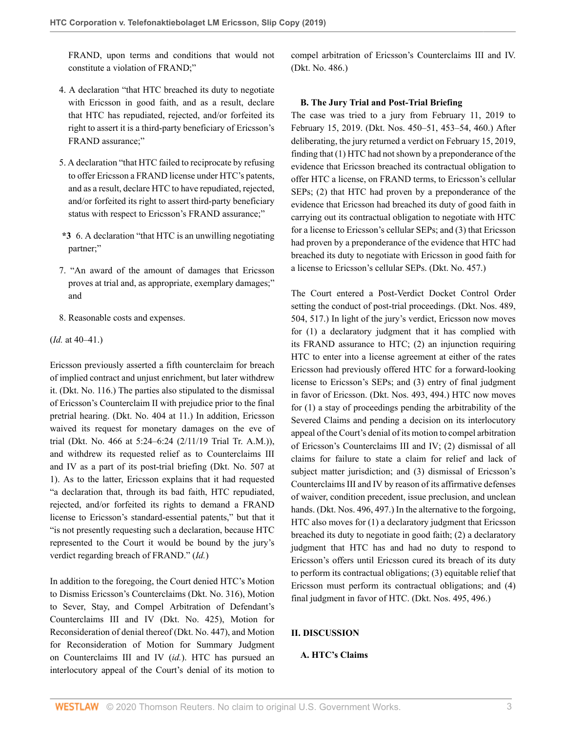FRAND, upon terms and conditions that would not constitute a violation of FRAND;"

4. A declaration "that HTC breached its duty to negotiate with Ericsson in good faith, and as a result, declare that HTC has repudiated, rejected, and/or forfeited its right to assert it is a third-party beneficiary of Ericsson's FRAND assurance;"

5. A declaration "that HTC failed to reciprocate by refusing to offer Ericsson a FRAND license under HTC's patents, and as a result, declare HTC to have repudiated, rejected, and/or forfeited its right to assert third-party beneficiary status with respect to Ericsson's FRAND assurance;"

**\*3** 6. A declaration "that HTC is an unwilling negotiating partner;"

7. "An award of the amount of damages that Ericsson proves at trial and, as appropriate, exemplary damages;" and

8. Reasonable costs and expenses.

(*Id.* at 40–41.)

Ericsson previously asserted a fifth counterclaim for breach of implied contract and unjust enrichment, but later withdrew it. (Dkt. No. 116.) The parties also stipulated to the dismissal of Ericsson's Counterclaim II with prejudice prior to the final pretrial hearing. (Dkt. No. 404 at 11.) In addition, Ericsson waived its request for monetary damages on the eve of trial (Dkt. No. 466 at 5:24–6:24 (2/11/19 Trial Tr. A.M.)), and withdrew its requested relief as to Counterclaims III and IV as a part of its post-trial briefing (Dkt. No. 507 at 1). As to the latter, Ericsson explains that it had requested "a declaration that, through its bad faith, HTC repudiated, rejected, and/or forfeited its rights to demand a FRAND license to Ericsson's standard-essential patents," but that it "is not presently requesting such a declaration, because HTC represented to the Court it would be bound by the jury's verdict regarding breach of FRAND." (*Id.*)

In addition to the foregoing, the Court denied HTC's Motion to Dismiss Ericsson's Counterclaims (Dkt. No. 316), Motion to Sever, Stay, and Compel Arbitration of Defendant's Counterclaims III and IV (Dkt. No. 425), Motion for Reconsideration of denial thereof (Dkt. No. 447), and Motion for Reconsideration of Motion for Summary Judgment on Counterclaims III and IV (*id.*). HTC has pursued an interlocutory appeal of the Court's denial of its motion to compel arbitration of Ericsson's Counterclaims III and IV. (Dkt. No. 486.)

### B. The Jury Trial and Post-Trial Briefing

The case was tried to a jury from February 11, 2019 to February 15, 2019. (Dkt. Nos. 450–51, 453–54, 460.) After deliberating, the jury returned a verdict on February 15, 2019, finding that (1) HTC had not shown by a preponderance of the evidence that Ericsson breached its contractual obligation to offer HTC a license, on FRAND terms, to Ericsson's cellular SEPs; (2) that HTC had proven by a preponderance of the evidence that Ericsson had breached its duty of good faith in carrying out its contractual obligation to negotiate with HTC for a license to Ericsson's cellular SEPs; and (3) that Ericsson had proven by a preponderance of the evidence that HTC had breached its duty to negotiate with Ericsson in good faith for a license to Ericsson's cellular SEPs. (Dkt. No. 457.)

The Court entered a Post-Verdict Docket Control Order setting the conduct of post-trial proceedings. (Dkt. Nos. 489, 504, 517.) In light of the jury's verdict, Ericsson now moves for (1) a declaratory judgment that it has complied with its FRAND assurance to HTC; (2) an injunction requiring HTC to enter into a license agreement at either of the rates Ericsson had previously offered HTC for a forward-looking license to Ericsson's SEPs; and (3) entry of final judgment in favor of Ericsson. (Dkt. Nos. 493, 494.) HTC now moves for (1) a stay of proceedings pending the arbitrability of the Severed Claims and pending a decision on its interlocutory appeal of the Court's denial of its motion to compel arbitration of Ericsson's Counterclaims III and IV; (2) dismissal of all claims for failure to state a claim for relief and lack of subject matter jurisdiction; and (3) dismissal of Ericsson's Counterclaims III and IV by reason of its affirmative defenses of waiver, condition precedent, issue preclusion, and unclean hands. (Dkt. Nos. 496, 497.) In the alternative to the forgoing, HTC also moves for (1) a declaratory judgment that Ericsson breached its duty to negotiate in good faith; (2) a declaratory judgment that HTC has and had no duty to respond to Ericsson's offers until Ericsson cured its breach of its duty to perform its contractual obligations; (3) equitable relief that Ericsson must perform its contractual obligations; and (4) final judgment in favor of HTC. (Dkt. Nos. 495, 496.)

## II. DISCUSSION

### A. HTC's Claims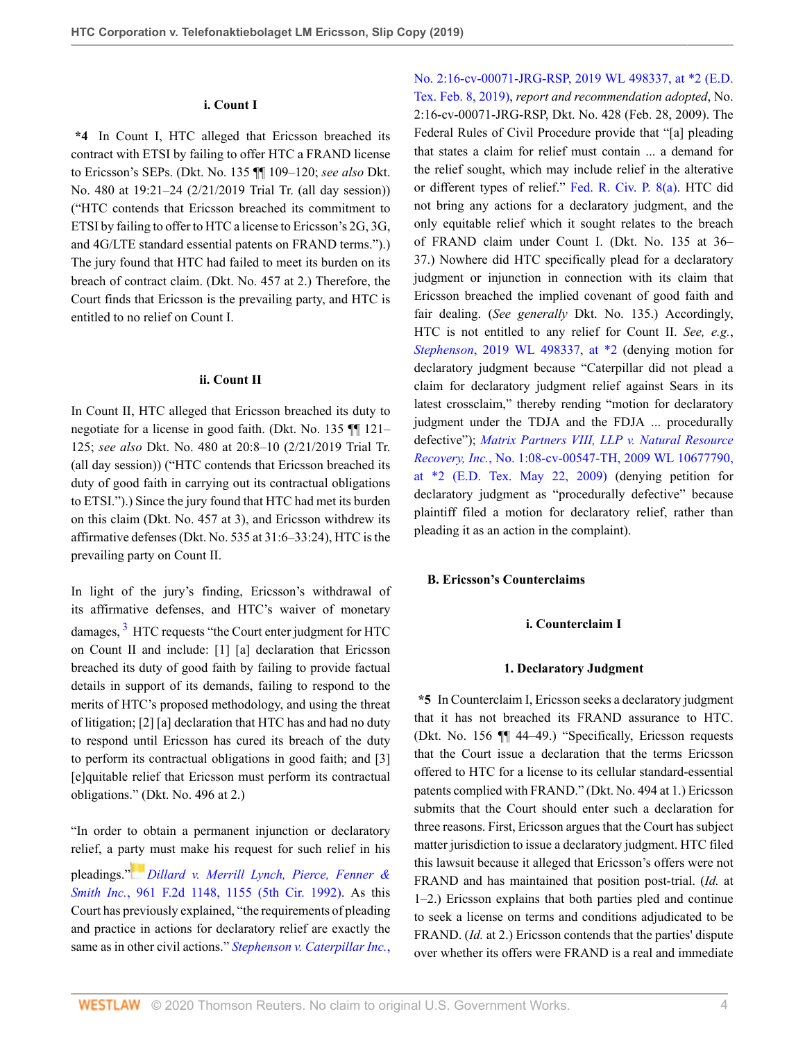#### i. Count I

**\*4** In Count I, HTC alleged that Ericsson breached its contract with ETSI by failing to offer HTC a FRAND license to Ericsson's SEPs. (Dkt. No. 135 ¶¶ 109–120; *see also* Dkt. No. 480 at 19:21–24 (2/21/2019 Trial Tr. (all day session)) ("HTC contends that Ericsson breached its commitment to ETSI by failing to offer to HTC a license to Ericsson's 2G, 3G, and 4G/LTE standard essential patents on FRAND terms.").) The jury found that HTC had failed to meet its burden on its breach of contract claim. (Dkt. No. 457 at 2.) Therefore, the Court finds that Ericsson is the prevailing party, and HTC is entitled to no relief on Count I.

#### ii. Count II

In Count II, HTC alleged that Ericsson breached its duty to negotiate for a license in good faith. (Dkt. No. 135 ¶¶ 121–125; *see also* Dkt. No. 480 at 20:8–10 (2/21/2019 Trial Tr. (all day session)) ("HTC contends that Ericsson breached its duty of good faith in carrying out its contractual obligations to ETSI.").) Since the jury found that HTC had met its burden on this claim (Dkt. No. 457 at 3), and Ericsson withdrew its affirmative defenses (Dkt. No. 535 at 31:6–33:24), HTC is the prevailing party on Count II.

In light of the jury's finding, Ericsson's withdrawal of its affirmative defenses, and HTC's waiver of monetary damages,[3] HTC requests "the Court enter judgment for HTC on Count II and include: [1] [a] declaration that Ericsson breached its duty of good faith by failing to provide factual details in support of its demands, failing to respond to the merits of HTC's proposed methodology, and using the threat of litigation; [2] [a] declaration that HTC has and had no duty to respond until Ericsson has cured its breach of the duty to perform its contractual obligations in good faith; and [3] [e]quitable relief that Ericsson must perform its contractual obligations." (Dkt. No. 496 at 2.)

"In order to obtain a permanent injunction or declaratory relief, a party must make his request for such relief in his pleadings." *Dillard v. Merrill Lynch, Pierce, Fenner & Smith Inc.*, 961 F.2d 1148, 1155 (5th Cir. 1992). As this Court has previously explained, "the requirements of pleading and practice in actions for declaratory relief are exactly the same as in other civil actions." *Stephenson v. Caterpillar Inc.*, No. 2:16-cv-00071-JRG-RSP, 2019 WL 498337, at *2 (E.D. Tex. Feb. 8, 2019), *report and recommendation adopted*, No. 2:16-cv-00071-JRG-RSP, Dkt. No. 428 (Feb. 28, 2009). The Federal Rules of Civil Procedure provide that "[a] pleading that states a claim for relief must contain ... a demand for the relief sought, which may include relief in the alternative or different types of relief." Fed. R. Civ. P. 8(a). HTC did not bring any actions for a declaratory judgment, and the only equitable relief which it sought relates to the breach of FRAND claim under Count I. (Dkt. No. 135 at 36–37.) Nowhere did HTC specifically plead for a declaratory judgment or injunction in connection with its claim that Ericsson breached the implied covenant of good faith and fair dealing. (*See generally* Dkt. No. 135.) Accordingly, HTC is not entitled to any relief for Count II. *See, e.g.*, *Stephenson*, 2019 WL 498337, at *2 (denying motion for declaratory judgment because "Caterpillar did not plead a claim for declaratory judgment relief against Sears in its latest crossclaim," thereby rending "motion for declaratory judgment under the TDJA and the FDJA ... procedurally defective"); *Matrix Partners VIII, LLP v. Natural Resource Recovery, Inc.*, No. 1:08-cv-00547-TH, 2009 WL 10677790, at *2 (E.D. Tex. May 22, 2009) (denying petition for declaratory judgment as "procedurally defective" because plaintiff filed a motion for declaratory relief, rather than pleading it as an action in the complaint).

### B. Ericsson's Counterclaims

#### i. Counterclaim I

##### 1. Declaratory Judgment

**\*5** In Counterclaim I, Ericsson seeks a declaratory judgment that it has not breached its FRAND assurance to HTC. (Dkt. No. 156 ¶¶ 44–49.) "Specifically, Ericsson requests that the Court issue a declaration that the terms Ericsson offered to HTC for a license to its cellular standard-essential patents complied with FRAND." (Dkt. No. 494 at 1.) Ericsson submits that the Court should enter such a declaration for three reasons. First, Ericsson argues that the Court has subject matter jurisdiction to issue a declaratory judgment. HTC filed this lawsuit because it alleged that Ericsson's offers were not FRAND and has maintained that position post-trial. (*Id.* at 1–2.) Ericsson explains that both parties pled and continue to seek a license on terms and conditions adjudicated to be FRAND. (*Id.* at 2.) Ericsson contends that the parties' dispute over whether its offers were FRAND is a real and immediate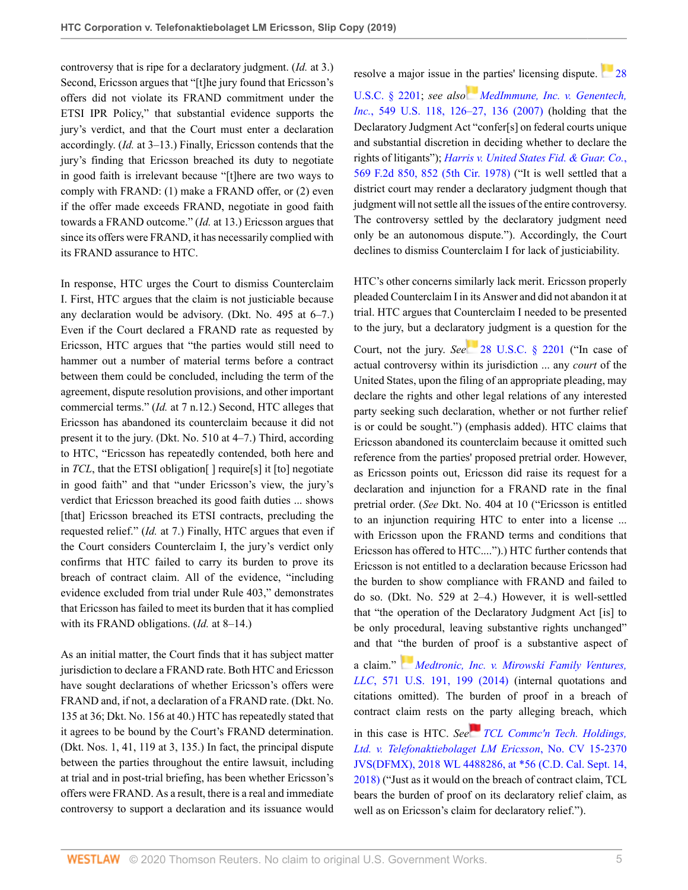controversy that is ripe for a declaratory judgment. (*Id.* at 3.) Second, Ericsson argues that "[t]he jury found that Ericsson's offers did not violate its FRAND commitment under the ETSI IPR Policy," that substantial evidence supports the jury's verdict, and that the Court must enter a declaration accordingly. (*Id.* at 3–13.) Finally, Ericsson contends that the jury's finding that Ericsson breached its duty to negotiate in good faith is irrelevant because "[t]here are two ways to comply with FRAND: (1) make a FRAND offer, or (2) even if the offer made exceeds FRAND, negotiate in good faith towards a FRAND outcome." (*Id.* at 13.) Ericsson argues that since its offers were FRAND, it has necessarily complied with its FRAND assurance to HTC.

In response, HTC urges the Court to dismiss Counterclaim I. First, HTC argues that the claim is not justiciable because any declaration would be advisory. (Dkt. No. 495 at 6–7.) Even if the Court declared a FRAND rate as requested by Ericsson, HTC argues that "the parties would still need to hammer out a number of material terms before a contract between them could be concluded, including the term of the agreement, dispute resolution provisions, and other important commercial terms." (*Id.* at 7 n.12.) Second, HTC alleges that Ericsson has abandoned its counterclaim because it did not present it to the jury. (Dkt. No. 510 at 4–7.) Third, according to HTC, "Ericsson has repeatedly contended, both here and in *TCL*, that the ETSI obligation[ ] require[s] it [to] negotiate in good faith" and that "under Ericsson's view, the jury's verdict that Ericsson breached its good faith duties ... shows [that] Ericsson breached its ETSI contracts, precluding the requested relief." (*Id.* at 7.) Finally, HTC argues that even if the Court considers Counterclaim I, the jury's verdict only confirms that HTC failed to carry its burden to prove its breach of contract claim. All of the evidence, "including evidence excluded from trial under Rule 403," demonstrates that Ericsson has failed to meet its burden that it has complied with its FRAND obligations. (*Id.* at 8–14.)

As an initial matter, the Court finds that it has subject matter jurisdiction to declare a FRAND rate. Both HTC and Ericsson have sought declarations of whether Ericsson's offers were FRAND and, if not, a declaration of a FRAND rate. (Dkt. No. 135 at 36; Dkt. No. 156 at 40.) HTC has repeatedly stated that it agrees to be bound by the Court's FRAND determination. (Dkt. Nos. 1, 41, 119 at 3, 135.) In fact, the principal dispute between the parties throughout the entire lawsuit, including at trial and in post-trial briefing, has been whether Ericsson's offers were FRAND. As a result, there is a real and immediate controversy to support a declaration and its issuance would resolve a major issue in the parties' licensing dispute. 28 U.S.C. § 2201; *see also* *MedImmune, Inc. v. Genentech, Inc.*, 549 U.S. 118, 126–27, 136 (2007) (holding that the Declaratory Judgment Act "confer[s] on federal courts unique and substantial discretion in deciding whether to declare the rights of litigants"); *Harris v. United States Fid. & Guar. Co.*, 569 F.2d 850, 852 (5th Cir. 1978) ("It is well settled that a district court may render a declaratory judgment though that judgment will not settle all the issues of the entire controversy. The controversy settled by the declaratory judgment need only be an autonomous dispute."). Accordingly, the Court declines to dismiss Counterclaim I for lack of justiciability.

HTC's other concerns similarly lack merit. Ericsson properly pleaded Counterclaim I in its Answer and did not abandon it at trial. HTC argues that Counterclaim I needed to be presented to the jury, but a declaratory judgment is a question for the Court, not the jury. *See* 28 U.S.C. § 2201 ("In case of actual controversy within its jurisdiction ... any *court* of the United States, upon the filing of an appropriate pleading, may declare the rights and other legal relations of any interested party seeking such declaration, whether or not further relief is or could be sought.") (emphasis added). HTC claims that Ericsson abandoned its counterclaim because it omitted such reference from the parties' proposed pretrial order. However, as Ericsson points out, Ericsson did raise its request for a declaration and injunction for a FRAND rate in the final pretrial order. (*See* Dkt. No. 404 at 10 ("Ericsson is entitled to an injunction requiring HTC to enter into a license ... with Ericsson upon the FRAND terms and conditions that Ericsson has offered to HTC....").) HTC further contends that Ericsson is not entitled to a declaration because Ericsson had the burden to show compliance with FRAND and failed to do so. (Dkt. No. 529 at 2–4.) However, it is well-settled that "the operation of the Declaratory Judgment Act [is] to be only procedural, leaving substantive rights unchanged" and that "the burden of proof is a substantive aspect of a claim." *Medtronic, Inc. v. Mirowski Family Ventures, LLC*, 571 U.S. 191, 199 (2014) (internal quotations and citations omitted). The burden of proof in a breach of contract claim rests on the party alleging breach, which in this case is HTC. *See* *TCL Commc'n Tech. Holdings, Ltd. v. Telefonaktiebolaget LM Ericsson*, No. CV 15-2370 JVS(DFMX), 2018 WL 4488286, at *56 (C.D. Cal. Sept. 14, 2018) ("Just as it would on the breach of contract claim, TCL bears the burden of proof on its declaratory relief claim, as well as on Ericsson's claim for declaratory relief.").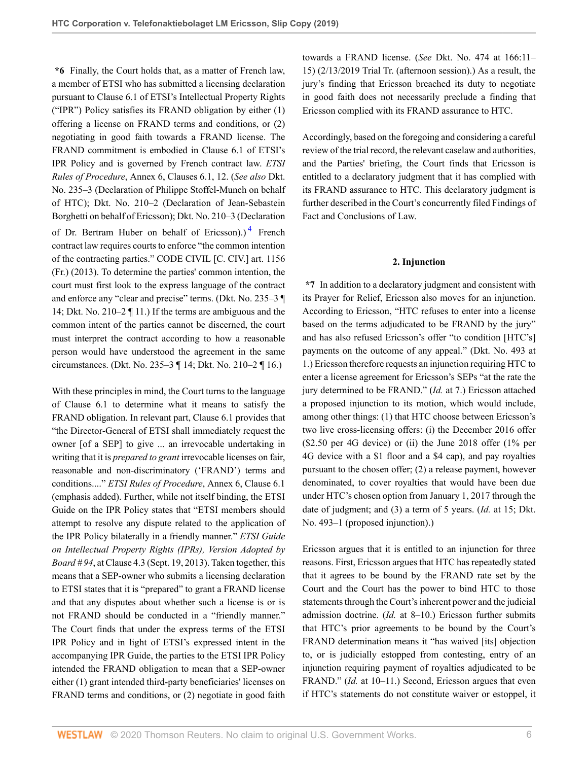**\*6** Finally, the Court holds that, as a matter of French law, a member of ETSI who has submitted a licensing declaration pursuant to Clause 6.1 of ETSI's Intellectual Property Rights ("IPR") Policy satisfies its FRAND obligation by either (1) offering a license on FRAND terms and conditions, or (2) negotiating in good faith towards a FRAND license. The FRAND commitment is embodied in Clause 6.1 of ETSI's IPR Policy and is governed by French contract law. *ETSI Rules of Procedure*, Annex 6, Clauses 6.1, 12. (*See also* Dkt. No. 235–3 (Declaration of Philippe Stoffel-Munch on behalf of HTC); Dkt. No. 210–2 (Declaration of Jean-Sebastein Borghetti on behalf of Ericsson); Dkt. No. 210–3 (Declaration of Dr. Bertram Huber on behalf of Ericsson).)[4] French contract law requires courts to enforce "the common intention of the contracting parties." CODE CIVIL [C. CIV.] art. 1156 (Fr.) (2013). To determine the parties' common intention, the court must first look to the express language of the contract and enforce any "clear and precise" terms. (Dkt. No. 235–3 ¶ 14; Dkt. No. 210–2 ¶ 11.) If the terms are ambiguous and the common intent of the parties cannot be discerned, the court must interpret the contract according to how a reasonable person would have understood the agreement in the same circumstances. (Dkt. No. 235–3 ¶ 14; Dkt. No. 210–2 ¶ 16.)

With these principles in mind, the Court turns to the language of Clause 6.1 to determine what it means to satisfy the FRAND obligation. In relevant part, Clause 6.1 provides that "the Director-General of ETSI shall immediately request the owner [of a SEP] to give ... an irrevocable undertaking in writing that it is *prepared to grant* irrevocable licenses on fair, reasonable and non-discriminatory ('FRAND') terms and conditions...." *ETSI Rules of Procedure*, Annex 6, Clause 6.1 (emphasis added). Further, while not itself binding, the ETSI Guide on the IPR Policy states that "ETSI members should attempt to resolve any dispute related to the application of the IPR Policy bilaterally in a friendly manner." *ETSI Guide on Intellectual Property Rights (IPRs), Version Adopted by Board # 94*, at Clause 4.3 (Sept. 19, 2013). Taken together, this means that a SEP-owner who submits a licensing declaration to ETSI states that it is "prepared" to grant a FRAND license and that any disputes about whether such a license is or is not FRAND should be conducted in a "friendly manner." The Court finds that under the express terms of the ETSI IPR Policy and in light of ETSI's expressed intent in the accompanying IPR Guide, the parties to the ETSI IPR Policy intended the FRAND obligation to mean that a SEP-owner either (1) grant intended third-party beneficiaries' licenses on FRAND terms and conditions, or (2) negotiate in good faith towards a FRAND license. (*See* Dkt. No. 474 at 166:11–15) (2/13/2019 Trial Tr. (afternoon session).) As a result, the jury's finding that Ericsson breached its duty to negotiate in good faith does not necessarily preclude a finding that Ericsson complied with its FRAND assurance to HTC.

Accordingly, based on the foregoing and considering a careful review of the trial record, the relevant caselaw and authorities, and the Parties' briefing, the Court finds that Ericsson is entitled to a declaratory judgment that it has complied with its FRAND assurance to HTC. This declaratory judgment is further described in the Court's concurrently filed Findings of Fact and Conclusions of Law.

### 2. Injunction

**\*7** In addition to a declaratory judgment and consistent with its Prayer for Relief, Ericsson also moves for an injunction. According to Ericsson, "HTC refuses to enter into a license based on the terms adjudicated to be FRAND by the jury" and has also refused Ericsson's offer "to condition [HTC's] payments on the outcome of any appeal." (Dkt. No. 493 at 1.) Ericsson therefore requests an injunction requiring HTC to enter a license agreement for Ericsson's SEPs "at the rate the jury determined to be FRAND." (*Id.* at 7.) Ericsson attached a proposed injunction to its motion, which would include, among other things: (1) that HTC choose between Ericsson's two live cross-licensing offers: (i) the December 2016 offer ($2.50 per 4G device) or (ii) the June 2018 offer (1% per 4G device with a $1 floor and a $4 cap), and pay royalties pursuant to the chosen offer; (2) a release payment, however denominated, to cover royalties that would have been due under HTC's chosen option from January 1, 2017 through the date of judgment; and (3) a term of 5 years. (*Id.* at 15; Dkt. No. 493–1 (proposed injunction).)

Ericsson argues that it is entitled to an injunction for three reasons. First, Ericsson argues that HTC has repeatedly stated that it agrees to be bound by the FRAND rate set by the Court and the Court has the power to bind HTC to those statements through the Court's inherent power and the judicial admission doctrine. (*Id.* at 8–10.) Ericsson further submits that HTC's prior agreements to be bound by the Court's FRAND determination means it "has waived [its] objection to, or is judicially estopped from contesting, entry of an injunction requiring payment of royalties adjudicated to be FRAND." (*Id.* at 10–11.) Second, Ericsson argues that even if HTC's statements do not constitute waiver or estoppel, it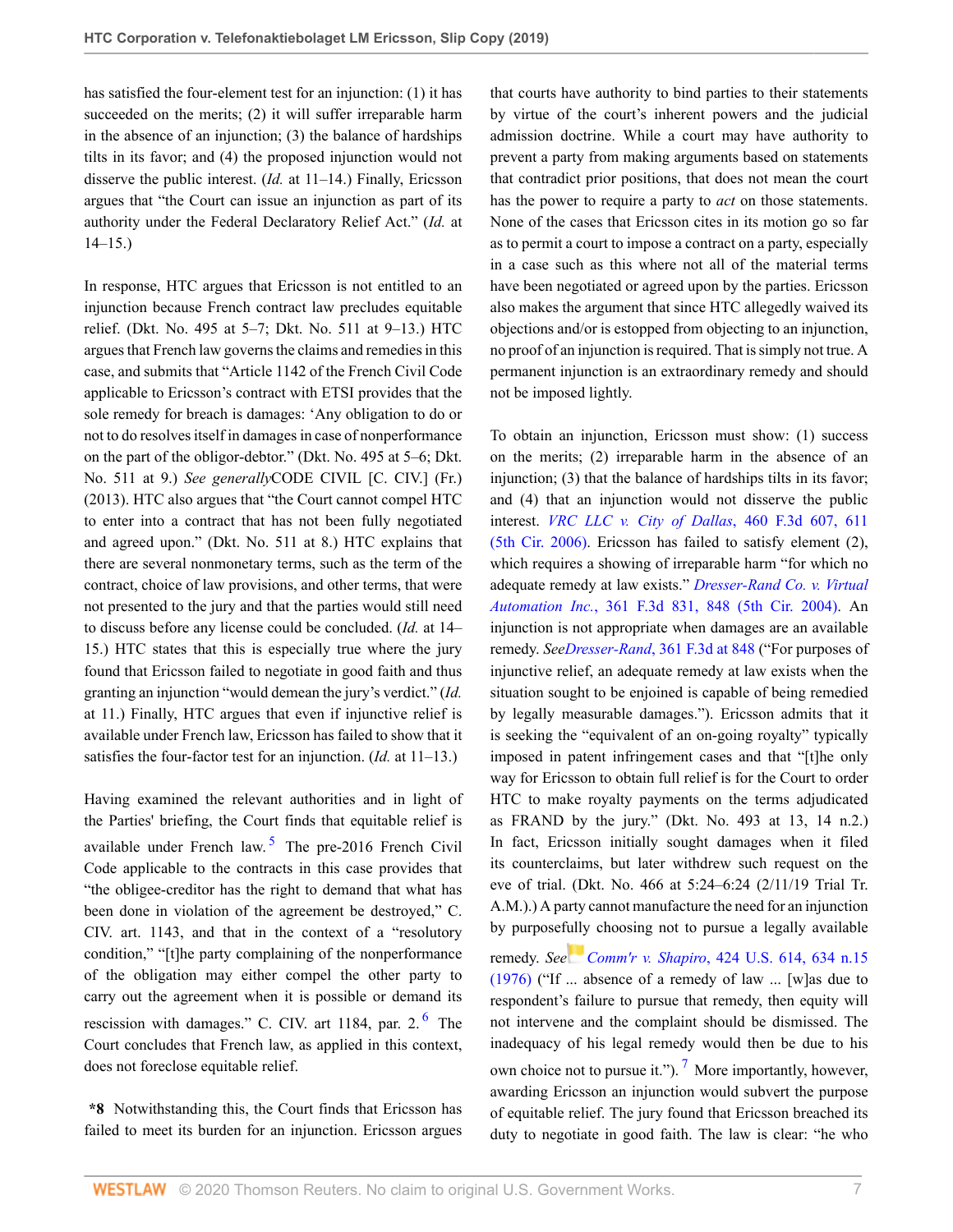has satisfied the four-element test for an injunction: (1) it has succeeded on the merits; (2) it will suffer irreparable harm in the absence of an injunction; (3) the balance of hardships tilts in its favor; and (4) the proposed injunction would not disserve the public interest. (*Id.* at 11–14.) Finally, Ericsson argues that "the Court can issue an injunction as part of its authority under the Federal Declaratory Relief Act." (*Id.* at 14–15.)

In response, HTC argues that Ericsson is not entitled to an injunction because French contract law precludes equitable relief. (Dkt. No. 495 at 5–7; Dkt. No. 511 at 9–13.) HTC argues that French law governs the claims and remedies in this case, and submits that "Article 1142 of the French Civil Code applicable to Ericsson's contract with ETSI provides that the sole remedy for breach is damages: 'Any obligation to do or not to do resolves itself in damages in case of nonperformance on the part of the obligor-debtor." (Dkt. No. 495 at 5–6; Dkt. No. 511 at 9.) *See generally*CODE CIVIL [C. CIV.] (Fr.) (2013). HTC also argues that "the Court cannot compel HTC to enter into a contract that has not been fully negotiated and agreed upon." (Dkt. No. 511 at 8.) HTC explains that there are several nonmonetary terms, such as the term of the contract, choice of law provisions, and other terms, that were not presented to the jury and that the parties would still need to discuss before any license could be concluded. (*Id.* at 14–15.) HTC states that this is especially true where the jury found that Ericsson failed to negotiate in good faith and thus granting an injunction "would demean the jury's verdict." (*Id.* at 11.) Finally, HTC argues that even if injunctive relief is available under French law, Ericsson has failed to show that it satisfies the four-factor test for an injunction. (*Id.* at 11–13.)

Having examined the relevant authorities and in light of the Parties' briefing, the Court finds that equitable relief is available under French law.[5] The pre-2016 French Civil Code applicable to the contracts in this case provides that "the obligee-creditor has the right to demand that what has been done in violation of the agreement be destroyed," C. CIV. art. 1143, and that in the context of a "resolutory condition," "[t]he party complaining of the nonperformance of the obligation may either compel the other party to carry out the agreement when it is possible or demand its rescission with damages." C. CIV. art 1184, par. 2.[6] The Court concludes that French law, as applied in this context, does not foreclose equitable relief.

**\*8** Notwithstanding this, the Court finds that Ericsson has failed to meet its burden for an injunction. Ericsson argues that courts have authority to bind parties to their statements by virtue of the court's inherent powers and the judicial admission doctrine. While a court may have authority to prevent a party from making arguments based on statements that contradict prior positions, that does not mean the court has the power to require a party to *act* on those statements. None of the cases that Ericsson cites in its motion go so far as to permit a court to impose a contract on a party, especially in a case such as this where not all of the material terms have been negotiated or agreed upon by the parties. Ericsson also makes the argument that since HTC allegedly waived its objections and/or is estopped from objecting to an injunction, no proof of an injunction is required. That is simply not true. A permanent injunction is an extraordinary remedy and should not be imposed lightly.

To obtain an injunction, Ericsson must show: (1) success on the merits; (2) irreparable harm in the absence of an injunction; (3) that the balance of hardships tilts in its favor; and (4) that an injunction would not disserve the public interest. *VRC LLC v. City of Dallas*, 460 F.3d 607, 611 (5th Cir. 2006). Ericsson has failed to satisfy element (2), which requires a showing of irreparable harm "for which no adequate remedy at law exists." *Dresser-Rand Co. v. Virtual Automation Inc.*, 361 F.3d 831, 848 (5th Cir. 2004). An injunction is not appropriate when damages are an available remedy. *SeeDresser-Rand*, 361 F.3d at 848 ("For purposes of injunctive relief, an adequate remedy at law exists when the situation sought to be enjoined is capable of being remedied by legally measurable damages."). Ericsson admits that it is seeking the "equivalent of an on-going royalty" typically imposed in patent infringement cases and that "[t]he only way for Ericsson to obtain full relief is for the Court to order HTC to make royalty payments on the terms adjudicated as FRAND by the jury." (Dkt. No. 493 at 13, 14 n.2.) In fact, Ericsson initially sought damages when it filed its counterclaims, but later withdrew such request on the eve of trial. (Dkt. No. 466 at 5:24–6:24 (2/11/19 Trial Tr. A.M.).) A party cannot manufacture the need for an injunction by purposefully choosing not to pursue a legally available remedy. *See* *Comm'r v. Shapiro*, 424 U.S. 614, 634 n.15 (1976) ("If ... absence of a remedy of law ... [w]as due to respondent's failure to pursue that remedy, then equity will not intervene and the complaint should be dismissed. The inadequacy of his legal remedy would then be due to his own choice not to pursue it.").[7] More importantly, however, awarding Ericsson an injunction would subvert the purpose of equitable relief. The jury found that Ericsson breached its duty to negotiate in good faith. The law is clear: "he who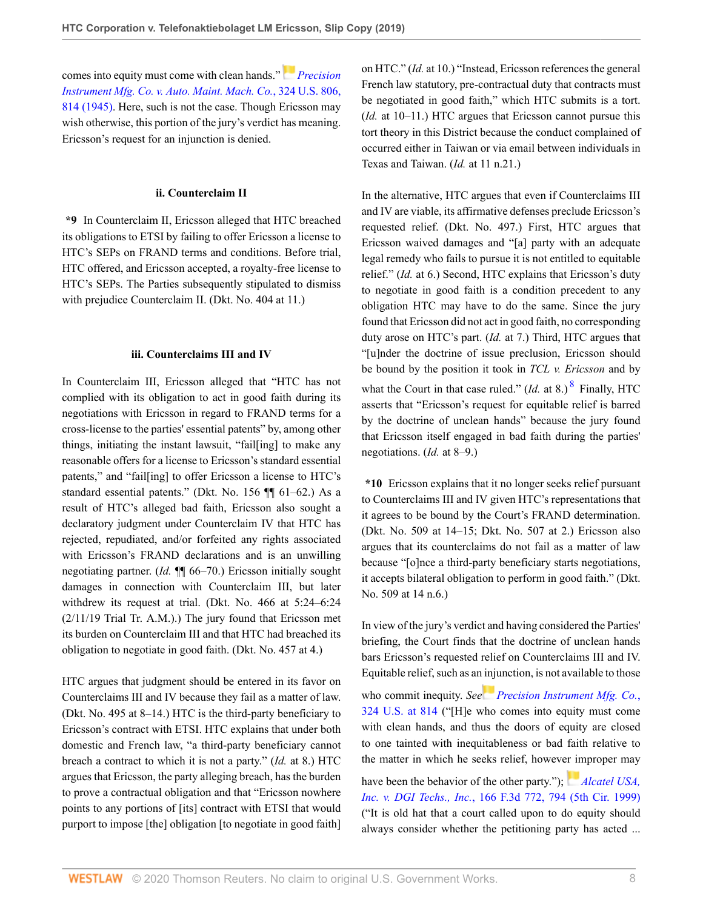comes into equity must come with clean hands." *Precision Instrument Mfg. Co. v. Auto. Maint. Mach. Co.*, 324 U.S. 806, 814 (1945). Here, such is not the case. Though Ericsson may wish otherwise, this portion of the jury's verdict has meaning. Ericsson's request for an injunction is denied.

### ii. Counterclaim II

**\*9** In Counterclaim II, Ericsson alleged that HTC breached its obligations to ETSI by failing to offer Ericsson a license to HTC's SEPs on FRAND terms and conditions. Before trial, HTC offered, and Ericsson accepted, a royalty-free license to HTC's SEPs. The Parties subsequently stipulated to dismiss with prejudice Counterclaim II. (Dkt. No. 404 at 11.)

### iii. Counterclaims III and IV

In Counterclaim III, Ericsson alleged that "HTC has not complied with its obligation to act in good faith during its negotiations with Ericsson in regard to FRAND terms for a cross-license to the parties' essential patents" by, among other things, initiating the instant lawsuit, "fail[ing] to make any reasonable offers for a license to Ericsson's standard essential patents," and "fail[ing] to offer Ericsson a license to HTC's standard essential patents." (Dkt. No. 156 ¶¶ 61–62.) As a result of HTC's alleged bad faith, Ericsson also sought a declaratory judgment under Counterclaim IV that HTC has rejected, repudiated, and/or forfeited any rights associated with Ericsson's FRAND declarations and is an unwilling negotiating partner. (*Id.* ¶¶ 66–70.) Ericsson initially sought damages in connection with Counterclaim III, but later withdrew its request at trial. (Dkt. No. 466 at 5:24–6:24 (2/11/19 Trial Tr. A.M.).) The jury found that Ericsson met its burden on Counterclaim III and that HTC had breached its obligation to negotiate in good faith. (Dkt. No. 457 at 4.)

HTC argues that judgment should be entered in its favor on Counterclaims III and IV because they fail as a matter of law. (Dkt. No. 495 at 8–14.) HTC is the third-party beneficiary to Ericsson's contract with ETSI. HTC explains that under both domestic and French law, "a third-party beneficiary cannot breach a contract to which it is not a party." (*Id.* at 8.) HTC argues that Ericsson, the party alleging breach, has the burden to prove a contractual obligation and that "Ericsson nowhere points to any portions of [its] contract with ETSI that would purport to impose [the] obligation [to negotiate in good faith] on HTC." (*Id.* at 10.) "Instead, Ericsson references the general French law statutory, pre-contractual duty that contracts must be negotiated in good faith," which HTC submits is a tort. (*Id.* at 10–11.) HTC argues that Ericsson cannot pursue this tort theory in this District because the conduct complained of occurred either in Taiwan or via email between individuals in Texas and Taiwan. (*Id.* at 11 n.21.)

In the alternative, HTC argues that even if Counterclaims III and IV are viable, its affirmative defenses preclude Ericsson's requested relief. (Dkt. No. 497.) First, HTC argues that Ericsson waived damages and "[a] party with an adequate legal remedy who fails to pursue it is not entitled to equitable relief." (*Id.* at 6.) Second, HTC explains that Ericsson's duty to negotiate in good faith is a condition precedent to any obligation HTC may have to do the same. Since the jury found that Ericsson did not act in good faith, no corresponding duty arose on HTC's part. (*Id.* at 7.) Third, HTC argues that "[u]nder the doctrine of issue preclusion, Ericsson should be bound by the position it took in *TCL v. Ericsson* and by what the Court in that case ruled." (*Id.* at 8.)[8] Finally, HTC asserts that "Ericsson's request for equitable relief is barred by the doctrine of unclean hands" because the jury found that Ericsson itself engaged in bad faith during the parties' negotiations. (*Id.* at 8–9.)

**\*10** Ericsson explains that it no longer seeks relief pursuant to Counterclaims III and IV given HTC's representations that it agrees to be bound by the Court's FRAND determination. (Dkt. No. 509 at 14–15; Dkt. No. 507 at 2.) Ericsson also argues that its counterclaims do not fail as a matter of law because "[o]nce a third-party beneficiary starts negotiations, it accepts bilateral obligation to perform in good faith." (Dkt. No. 509 at 14 n.6.)

In view of the jury's verdict and having considered the Parties' briefing, the Court finds that the doctrine of unclean hands bars Ericsson's requested relief on Counterclaims III and IV. Equitable relief, such as an injunction, is not available to those who commit inequity. *See Precision Instrument Mfg. Co.*, 324 U.S. at 814 ("[H]e who comes into equity must come with clean hands, and thus the doors of equity are closed to one tainted with inequitableness or bad faith relative to the matter in which he seeks relief, however improper may have been the behavior of the other party."); *Alcatel USA, Inc. v. DGI Techs., Inc.*, 166 F.3d 772, 794 (5th Cir. 1999) ("It is old hat that a court called upon to do equity should always consider whether the petitioning party has acted ...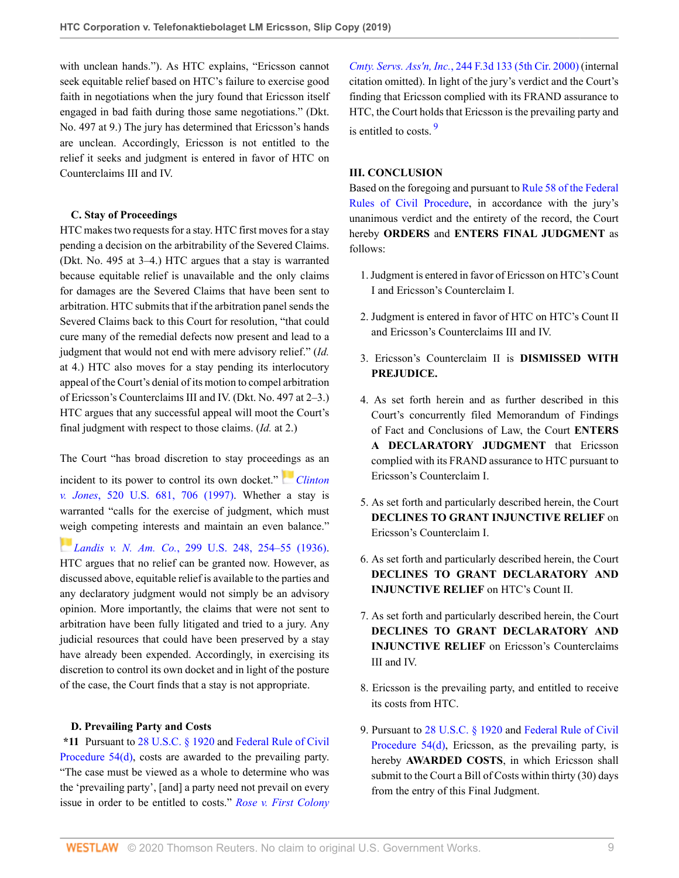with unclean hands."). As HTC explains, "Ericsson cannot seek equitable relief based on HTC's failure to exercise good faith in negotiations when the jury found that Ericsson itself engaged in bad faith during those same negotiations." (Dkt. No. 497 at 9.) The jury has determined that Ericsson's hands are unclean. Accordingly, Ericsson is not entitled to the relief it seeks and judgment is entered in favor of HTC on Counterclaims III and IV.

### C. Stay of Proceedings

HTC makes two requests for a stay. HTC first moves for a stay pending a decision on the arbitrability of the Severed Claims. (Dkt. No. 495 at 3–4.) HTC argues that a stay is warranted because equitable relief is unavailable and the only claims for damages are the Severed Claims that have been sent to arbitration. HTC submits that if the arbitration panel sends the Severed Claims back to this Court for resolution, "that could cure many of the remedial defects now present and lead to a judgment that would not end with mere advisory relief." (*Id.* at 4.) HTC also moves for a stay pending its interlocutory appeal of the Court's denial of its motion to compel arbitration of Ericsson's Counterclaims III and IV. (Dkt. No. 497 at 2–3.) HTC argues that any successful appeal will moot the Court's final judgment with respect to those claims. (*Id.* at 2.)

The Court "has broad discretion to stay proceedings as an incident to its power to control its own docket." *Clinton v. Jones*, 520 U.S. 681, 706 (1997). Whether a stay is warranted "calls for the exercise of judgment, which must weigh competing interests and maintain an even balance." *Landis v. N. Am. Co.*, 299 U.S. 248, 254–55 (1936). HTC argues that no relief can be granted now. However, as discussed above, equitable relief is available to the parties and any declaratory judgment would not simply be an advisory opinion. More importantly, the claims that were not sent to arbitration have been fully litigated and tried to a jury. Any judicial resources that could have been preserved by a stay have already been expended. Accordingly, in exercising its discretion to control its own docket and in light of the posture of the case, the Court finds that a stay is not appropriate.

### D. Prevailing Party and Costs

**\*11** Pursuant to 28 U.S.C. § 1920 and Federal Rule of Civil Procedure 54(d), costs are awarded to the prevailing party. "The case must be viewed as a whole to determine who was the 'prevailing party', [and] a party need not prevail on every issue in order to be entitled to costs." *Rose v. First Colony Cmty. Servs. Ass'n, Inc.*, 244 F.3d 133 (5th Cir. 2000) (internal citation omitted). In light of the jury's verdict and the Court's finding that Ericsson complied with its FRAND assurance to HTC, the Court holds that Ericsson is the prevailing party and is entitled to costs.[9]

## III. CONCLUSION

Based on the foregoing and pursuant to Rule 58 of the Federal Rules of Civil Procedure, in accordance with the jury's unanimous verdict and the entirety of the record, the Court hereby **ORDERS** and **ENTERS FINAL JUDGMENT** as follows:

1. Judgment is entered in favor of Ericsson on HTC's Count I and Ericsson's Counterclaim I.
2. Judgment is entered in favor of HTC on HTC's Count II and Ericsson's Counterclaims III and IV.
3. Ericsson's Counterclaim II is **DISMISSED WITH PREJUDICE.**
4. As set forth herein and as further described in this Court's concurrently filed Memorandum of Findings of Fact and Conclusions of Law, the Court **ENTERS A DECLARATORY JUDGMENT** that Ericsson complied with its FRAND assurance to HTC pursuant to Ericsson's Counterclaim I.
5. As set forth and particularly described herein, the Court **DECLINES TO GRANT INJUNCTIVE RELIEF** on Ericsson's Counterclaim I.
6. As set forth and particularly described herein, the Court **DECLINES TO GRANT DECLARATORY AND INJUNCTIVE RELIEF** on HTC's Count II.
7. As set forth and particularly described herein, the Court **DECLINES TO GRANT DECLARATORY AND INJUNCTIVE RELIEF** on Ericsson's Counterclaims III and IV.
8. Ericsson is the prevailing party, and entitled to receive its costs from HTC.
9. Pursuant to 28 U.S.C. § 1920 and Federal Rule of Civil Procedure 54(d), Ericsson, as the prevailing party, is hereby **AWARDED COSTS**, in which Ericsson shall submit to the Court a Bill of Costs within thirty (30) days from the entry of this Final Judgment.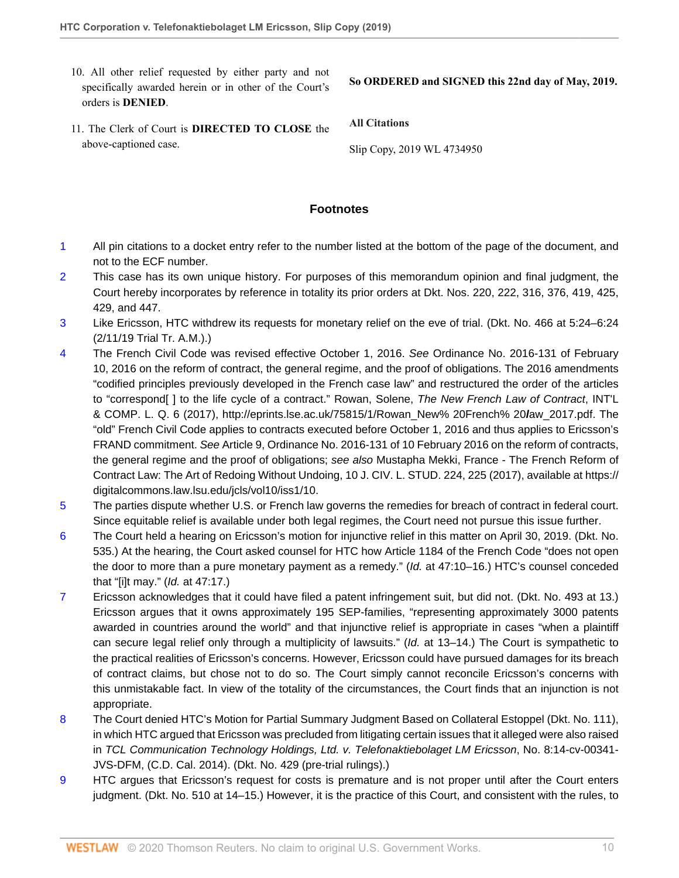10. All other relief requested by either party and not specifically awarded herein or in other of the Court's orders is **DENIED**.

11. The Clerk of Court is **DIRECTED TO CLOSE** the above-captioned case.

**So ORDERED and SIGNED this 22nd day of May, 2019.**

**All Citations**

Slip Copy, 2019 WL 4734950

## Footnotes

1. All pin citations to a docket entry refer to the number listed at the bottom of the page of the document, and not to the ECF number.

2. This case has its own unique history. For purposes of this memorandum opinion and final judgment, the Court hereby incorporates by reference in totality its prior orders at Dkt. Nos. 220, 222, 316, 376, 419, 425, 429, and 447.

3. Like Ericsson, HTC withdrew its requests for monetary relief on the eve of trial. (Dkt. No. 466 at 5:24–6:24 (2/11/19 Trial Tr. A.M.).)

4. The French Civil Code was revised effective October 1, 2016. *See* Ordinance No. 2016-131 of February 10, 2016 on the reform of contract, the general regime, and the proof of obligations. The 2016 amendments "codified principles previously developed in the French case law" and restructured the order of the articles to "correspond[ ] to the life cycle of a contract." Rowan, Solene, *The New French Law of Contract*, INT'L & COMP. L. Q. 6 (2017), http://eprints.lse.ac.uk/75815/1/Rowan_New% 20French% 20*l*aw_2017.pdf. The "old" French Civil Code applies to contracts executed before October 1, 2016 and thus applies to Ericsson's FRAND commitment. *See* Article 9, Ordinance No. 2016-131 of 10 February 2016 on the reform of contracts, the general regime and the proof of obligations; *see also* Mustapha Mekki, France - The French Reform of Contract Law: The Art of Redoing Without Undoing, 10 J. CIV. L. STUD. 224, 225 (2017), available at https://digitalcommons.law.lsu.edu/jcls/vol10/iss1/10.

5. The parties dispute whether U.S. or French law governs the remedies for breach of contract in federal court. Since equitable relief is available under both legal regimes, the Court need not pursue this issue further.

6. The Court held a hearing on Ericsson's motion for injunctive relief in this matter on April 30, 2019. (Dkt. No. 535.) At the hearing, the Court asked counsel for HTC how Article 1184 of the French Code "does not open the door to more than a pure monetary payment as a remedy." (*Id.* at 47:10–16.) HTC's counsel conceded that "[i]t may." (*Id.* at 47:17.)

7. Ericsson acknowledges that it could have filed a patent infringement suit, but did not. (Dkt. No. 493 at 13.) Ericsson argues that it owns approximately 195 SEP-families, "representing approximately 3000 patents awarded in countries around the world" and that injunctive relief is appropriate in cases "when a plaintiff can secure legal relief only through a multiplicity of lawsuits." (*Id.* at 13–14.) The Court is sympathetic to the practical realities of Ericsson's concerns. However, Ericsson could have pursued damages for its breach of contract claims, but chose not to do so. The Court simply cannot reconcile Ericsson's concerns with this unmistakable fact. In view of the totality of the circumstances, the Court finds that an injunction is not appropriate.

8. The Court denied HTC's Motion for Partial Summary Judgment Based on Collateral Estoppel (Dkt. No. 111), in which HTC argued that Ericsson was precluded from litigating certain issues that it alleged were also raised in *TCL Communication Technology Holdings, Ltd. v. Telefonaktiebolaget LM Ericsson*, No. 8:14-cv-00341-JVS-DFM, (C.D. Cal. 2014). (Dkt. No. 429 (pre-trial rulings).)

9. HTC argues that Ericsson's request for costs is premature and is not proper until after the Court enters judgment. (Dkt. No. 510 at 14–15.) However, it is the practice of this Court, and consistent with the rules, to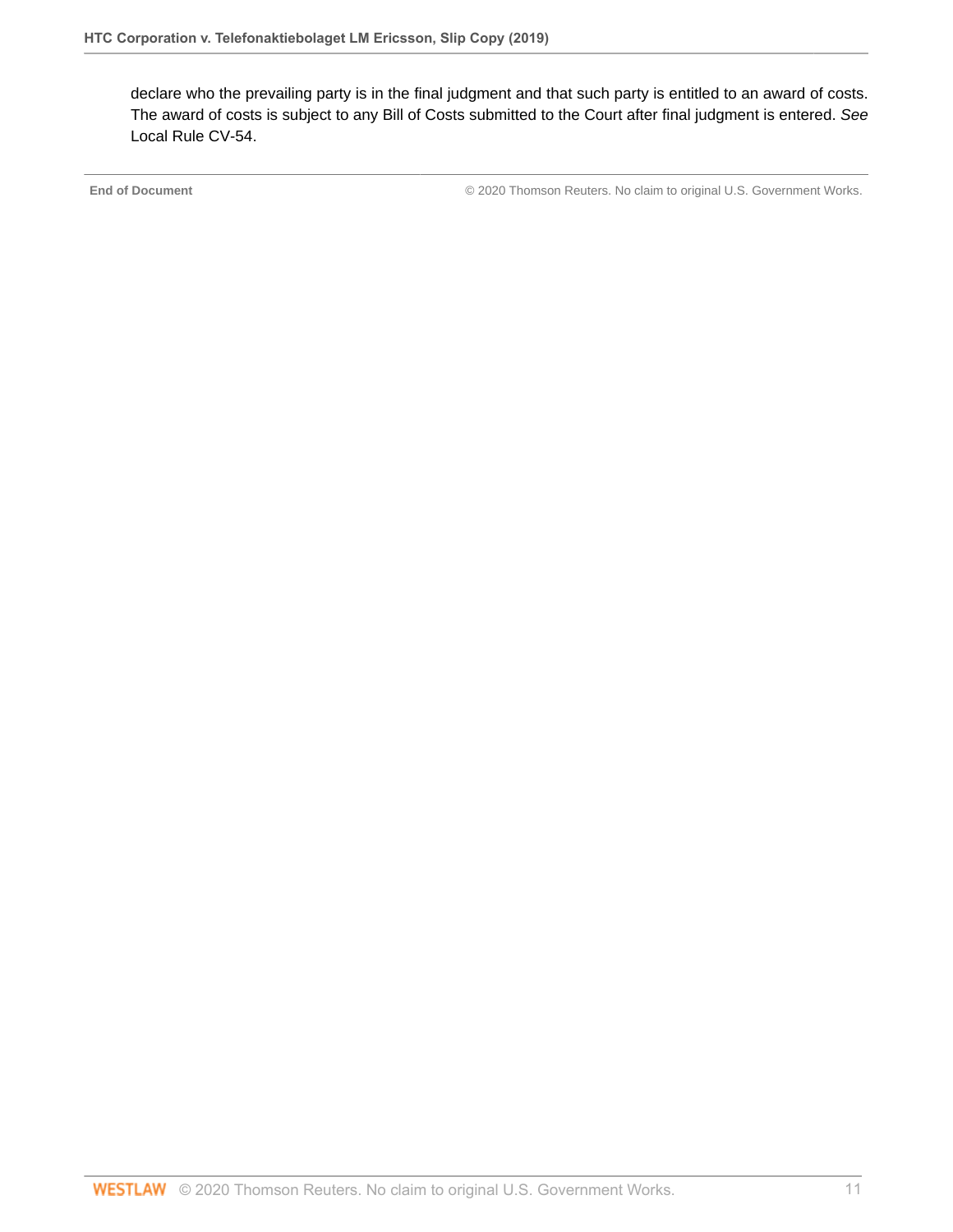declare who the prevailing party is in the final judgment and that such party is entitled to an award of costs. The award of costs is subject to any Bill of Costs submitted to the Court after final judgment is entered. *See* Local Rule CV-54.

---

**End of Document** © 2020 Thomson Reuters. No claim to original U.S. Government Works.